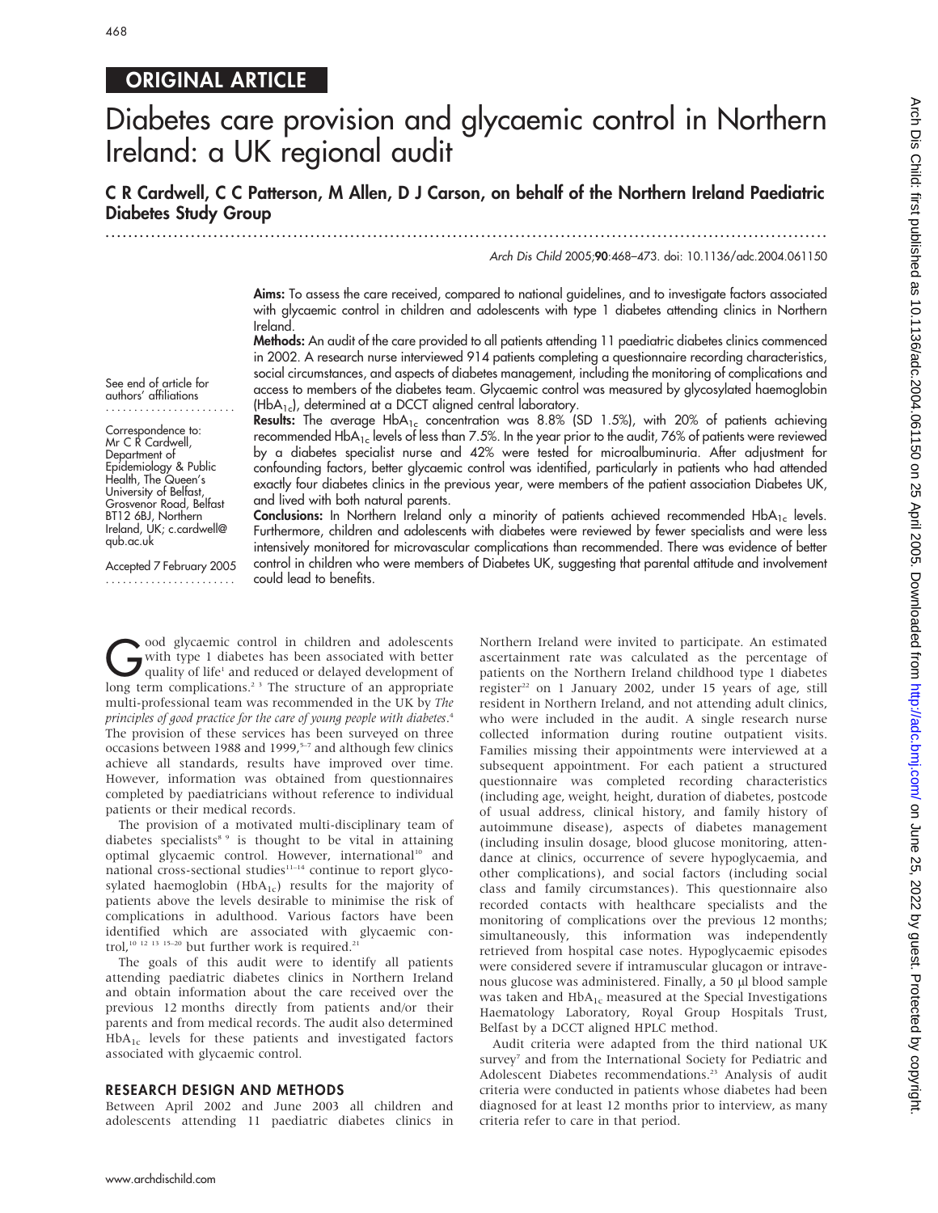ORIGINAL ARTICLE

# Diabetes care provision and glycaemic control in Northern Ireland: a UK regional audit

**C R Cardwell, C C Patterson, M Allen, D J Carson, on behalf of the Northern Ireland Paediatric Diabetes Study Group**

See end of article for authors' affiliations

Correspondence to: Mr C R Cardwell, Department of Epidemiology & Public Health, The Queen's University of Belfast, Grosvenor Road, Belfast BT12 6BJ, Northern Ireland, UK; c.cardwell@qub.ac.uk

Accepted 7 February 2005

**Aims:** To assess the care received, compared to national guidelines, and to investigate factors associated with glycaemic control in children and adolescents with type 1 diabetes attending clinics in Northern Ireland.

**Methods:** An audit of the care provided to all patients attending 11 paediatric diabetes clinics commenced in 2002. A research nurse interviewed 914 patients completing a questionnaire recording characteristics, social circumstances, and aspects of diabetes management, including the monitoring of complications and access to members of the diabetes team. Glycaemic control was measured by glycosylated haemoglobin ($HbA_{1c}$), determined at a DCCT aligned central laboratory.

**Results:** The average $HbA_{1c}$ concentration was 8.8% (SD 1.5%), with 20% of patients achieving recommended $HbA_{1c}$ levels of less than 7.5%. In the year prior to the audit, 76% of patients were reviewed by a diabetes specialist nurse and 42% were tested for microalbuminuria. After adjustment for confounding factors, better glycaemic control was identified, particularly in patients who had attended exactly four diabetes clinics in the previous year, were members of the patient association Diabetes UK, and lived with both natural parents.

**Conclusions:** In Northern Ireland only a minority of patients achieved recommended $HbA_{1c}$ levels. Furthermore, children and adolescents with diabetes were reviewed by fewer specialists and were less intensively monitored for microvascular complications than recommended. There was evidence of better control in children who were members of Diabetes UK, suggesting that parental attitude and involvement could lead to benefits.

Good glycaemic control in children and adolescents with type 1 diabetes has been associated with better quality of life[1] and reduced or delayed development of long term complications.[2 3] The structure of an appropriate multi-professional team was recommended in the UK by *The principles of good practice for the care of young people with diabetes*.[4] The provision of these services has been surveyed on three occasions between 1988 and 1999,[5–7] and although few clinics achieve all standards, results have improved over time. However, information was obtained from questionnaires completed by paediatricians without reference to individual patients or their medical records.

The provision of a motivated multi-disciplinary team of diabetes specialists[8 9] is thought to be vital in attaining optimal glycaemic control. However, international[10] and national cross-sectional studies[11–14] continue to report glycosylated haemoglobin ($HbA_{1c}$) results for the majority of patients above the levels desirable to minimise the risk of complications in adulthood. Various factors have been identified which are associated with glycaemic control,[10 12 13 15–20] but further work is required.[21]

The goals of this audit were to identify all patients attending paediatric diabetes clinics in Northern Ireland and obtain information about the care received over the previous 12 months directly from patients and/or their parents and from medical records. The audit also determined $HbA_{1c}$ levels for these patients and investigated factors associated with glycaemic control.

## RESEARCH DESIGN AND METHODS

Between April 2002 and June 2003 all children and adolescents attending 11 paediatric diabetes clinics in Northern Ireland were invited to participate. An estimated ascertainment rate was calculated as the percentage of patients on the Northern Ireland childhood type 1 diabetes register[22] on 1 January 2002, under 15 years of age, still resident in Northern Ireland, and not attending adult clinics, who were included in the audit. A single research nurse collected information during routine outpatient visits. Families missing their appointments were interviewed at a subsequent appointment. For each patient a structured questionnaire was completed recording characteristics (including age, weight, height, duration of diabetes, postcode of usual address, clinical history, and family history of autoimmune disease), aspects of diabetes management (including insulin dosage, blood glucose monitoring, attendance at clinics, occurrence of severe hypoglycaemia, and other complications), and social factors (including social class and family circumstances). This questionnaire also recorded contacts with healthcare specialists and the monitoring of complications over the previous 12 months; simultaneously, this information was independently retrieved from hospital case notes. Hypoglycaemic episodes were considered severe if intramuscular glucagon or intravenous glucose was administered. Finally, a 50 µl blood sample was taken and $HbA_{1c}$ measured at the Special Investigations Haematology Laboratory, Royal Group Hospitals Trust, Belfast by a DCCT aligned HPLC method.

Audit criteria were adapted from the third national UK survey[7] and from the International Society for Pediatric and Adolescent Diabetes recommendations.[23] Analysis of audit criteria were conducted in patients whose diabetes had been diagnosed for at least 12 months prior to interview, as many criteria refer to care in that period.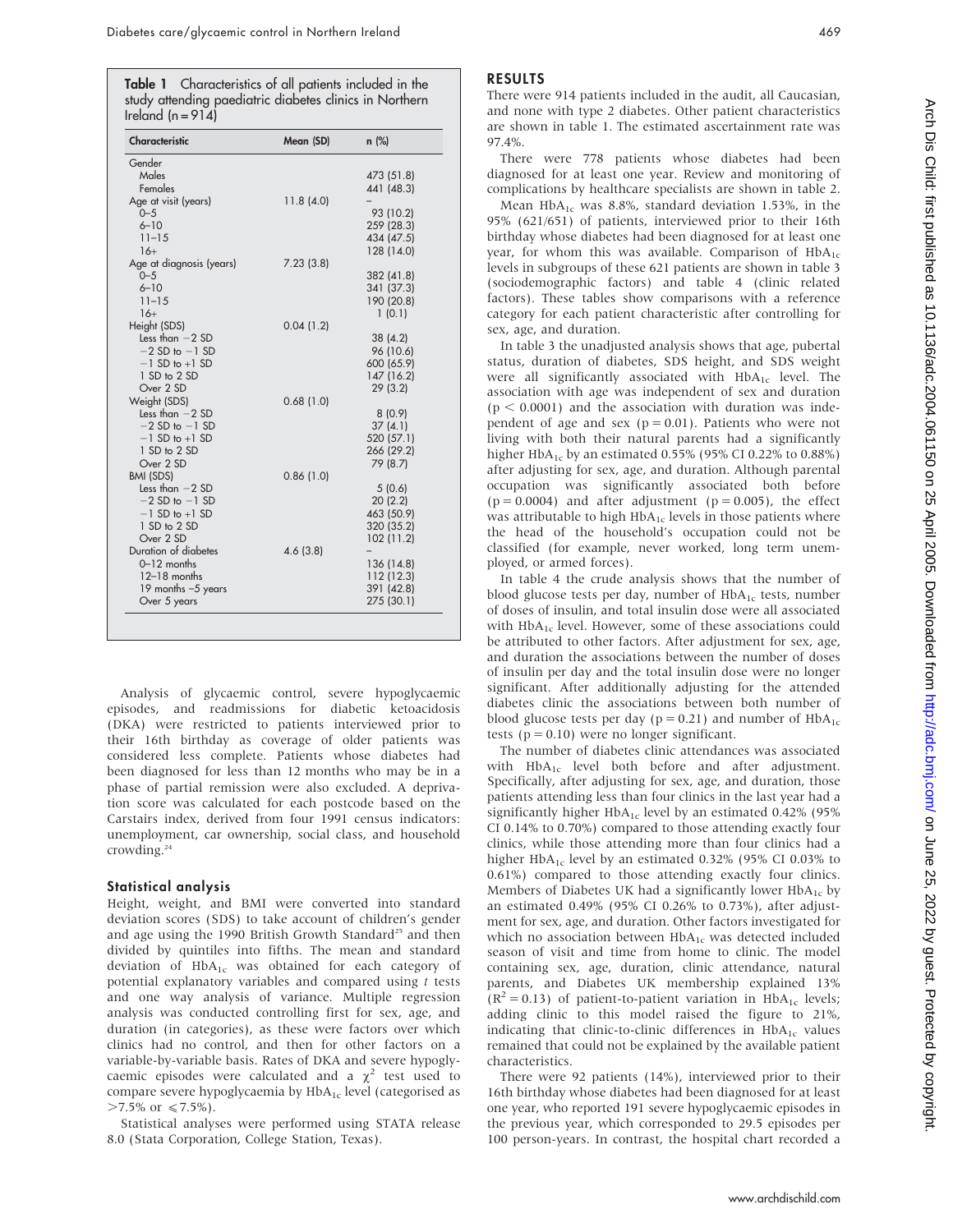**Table 1** Characteristics of all patients included in the study attending paediatric diabetes clinics in Northern Ireland (n = 914)

| Characteristic | Mean (SD) | n (%) |
|---|---|---|
| Gender | | |
| Males | | 473 (51.8) |
| Females | | 441 (48.3) |
| Age at visit (years) | 11.8 (4.0) | – |
| 0–5 | | 93 (10.2) |
| 6–10 | | 259 (28.3) |
| 11–15 | | 434 (47.5) |
| 16+ | | 128 (14.0) |
| Age at diagnosis (years) | 7.23 (3.8) | |
| 0–5 | | 382 (41.8) |
| 6–10 | | 341 (37.3) |
| 11–15 | | 190 (20.8) |
| 16+ | | 1 (0.1) |
| Height (SDS) | 0.04 (1.2) | |
| Less than −2 SD | | 38 (4.2) |
| −2 SD to −1 SD | | 96 (10.6) |
| −1 SD to +1 SD | | 600 (65.9) |
| 1 SD to 2 SD | | 147 (16.2) |
| Over 2 SD | | 29 (3.2) |
| Weight (SDS) | 0.68 (1.0) | |
| Less than −2 SD | | 8 (0.9) |
| −2 SD to −1 SD | | 37 (4.1) |
| −1 SD to +1 SD | | 520 (57.1) |
| 1 SD to 2 SD | | 266 (29.2) |
| Over 2 SD | | 79 (8.7) |
| BMI (SDS) | 0.86 (1.0) | |
| Less than −2 SD | | 5 (0.6) |
| −2 SD to −1 SD | | 20 (2.2) |
| −1 SD to +1 SD | | 463 (50.9) |
| 1 SD to 2 SD | | 320 (35.2) |
| Over 2 SD | | 102 (11.2) |
| Duration of diabetes | 4.6 (3.8) | – |
| 0–12 months | | 136 (14.8) |
| 12–18 months | | 112 (12.3) |
| 19 months –5 years | | 391 (42.8) |
| Over 5 years | | 275 (30.1) |

Analysis of glycaemic control, severe hypoglycaemic episodes, and readmissions for diabetic ketoacidosis (DKA) were restricted to patients interviewed prior to their 16th birthday as coverage of older patients was considered less complete. Patients whose diabetes had been diagnosed for less than 12 months who may be in a phase of partial remission were also excluded. A deprivation score was calculated for each postcode based on the Carstairs index, derived from four 1991 census indicators: unemployment, car ownership, social class, and household crowding.[24]

### Statistical analysis

Height, weight, and BMI were converted into standard deviation scores (SDS) to take account of children's gender and age using the 1990 British Growth Standard[25] and then divided by quintiles into fifths. The mean and standard deviation of $HbA_{1c}$ was obtained for each category of potential explanatory variables and compared using *t* tests and one way analysis of variance. Multiple regression analysis was conducted controlling first for sex, age, and duration (in categories), as these were factors over which clinics had no control, and then for other factors on a variable-by-variable basis. Rates of DKA and severe hypoglycaemic episodes were calculated and a $\chi^2$ test used to compare severe hypoglycaemia by $HbA_{1c}$ level (categorised as >7.5% or ≤7.5%).

Statistical analyses were performed using STATA release 8.0 (Stata Corporation, College Station, Texas).

## RESULTS

There were 914 patients included in the audit, all Caucasian, and none with type 2 diabetes. Other patient characteristics are shown in table 1. The estimated ascertainment rate was 97.4%.

There were 778 patients whose diabetes had been diagnosed for at least one year. Review and monitoring of complications by healthcare specialists are shown in table 2.

Mean $HbA_{1c}$ was 8.8%, standard deviation 1.53%, in the 95% (621/651) of patients, interviewed prior to their 16th birthday whose diabetes had been diagnosed for at least one year, for whom this was available. Comparison of $HbA_{1c}$ levels in subgroups of these 621 patients are shown in table 3 (sociodemographic factors) and table 4 (clinic related factors). These tables show comparisons with a reference category for each patient characteristic after controlling for sex, age, and duration.

In table 3 the unadjusted analysis shows that age, pubertal status, duration of diabetes, SDS height, and SDS weight were all significantly associated with $HbA_{1c}$ level. The association with age was independent of sex and duration ($p < 0.0001$) and the association with duration was independent of age and sex ($p = 0.01$). Patients who were not living with both their natural parents had a significantly higher $HbA_{1c}$ by an estimated 0.55% (95% CI 0.22% to 0.88%) after adjusting for sex, age, and duration. Although parental occupation was significantly associated both before ($p = 0.0004$) and after adjustment ($p = 0.005$), the effect was attributable to high $HbA_{1c}$ levels in those patients where the head of the household's occupation could not be classified (for example, never worked, long term unemployed, or armed forces).

In table 4 the crude analysis shows that the number of blood glucose tests per day, number of $HbA_{1c}$ tests, number of doses of insulin, and total insulin dose were all associated with $HbA_{1c}$ level. However, some of these associations could be attributed to other factors. After adjustment for sex, age, and duration the associations between the number of doses of insulin per day and the total insulin dose were no longer significant. After additionally adjusting for the attended diabetes clinic the associations between both number of blood glucose tests per day ($p = 0.21$) and number of $HbA_{1c}$ tests ($p = 0.10$) were no longer significant.

The number of diabetes clinic attendances was associated with $HbA_{1c}$ level both before and after adjustment. Specifically, after adjusting for sex, age, and duration, those patients attending less than four clinics in the last year had a significantly higher $HbA_{1c}$ level by an estimated 0.42% (95% CI 0.14% to 0.70%) compared to those attending exactly four clinics, while those attending more than four clinics had a higher $HbA_{1c}$ level by an estimated 0.32% (95% CI 0.03% to 0.61%) compared to those attending exactly four clinics. Members of Diabetes UK had a significantly lower $HbA_{1c}$ by an estimated 0.49% (95% CI 0.26% to 0.73%), after adjustment for sex, age, and duration. Other factors investigated for which no association between $HbA_{1c}$ was detected included season of visit and time from home to clinic. The model containing sex, age, duration, clinic attendance, natural parents, and Diabetes UK membership explained 13% ($R^2 = 0.13$) of patient-to-patient variation in $HbA_{1c}$ levels; adding clinic to this model raised the figure to 21%, indicating that clinic-to-clinic differences in $HbA_{1c}$ values remained that could not be explained by the available patient characteristics.

There were 92 patients (14%), interviewed prior to their 16th birthday whose diabetes had been diagnosed for at least one year, who reported 191 severe hypoglycaemic episodes in the previous year, which corresponded to 29.5 episodes per 100 person-years. In contrast, the hospital chart recorded a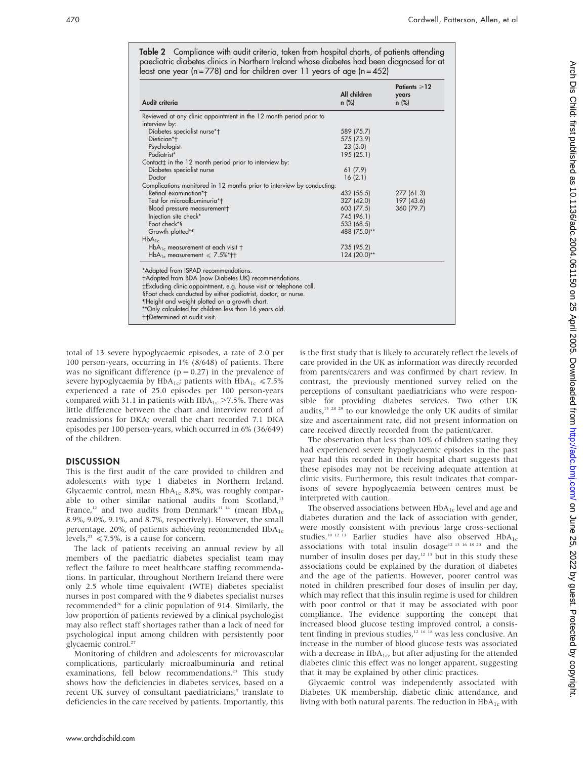**Table 2** Compliance with audit criteria, taken from hospital charts, of patients attending paediatric diabetes clinics in Northern Ireland whose diabetes had been diagnosed for at least one year (n = 778) and for children over 11 years of age (n = 452)

| Audit criteria | All children n (%) | Patients ≥12 years n (%) |
|---|---|---|
| Reviewed at any clinic appointment in the 12 month period prior to interview by: | | |
| Diabetes specialist nurse*† | 589 (75.7) | |
| Dietician*† | 575 (73.9) | |
| Psychologist | 23 (3.0) | |
| Podiatrist* | 195 (25.1) | |
| Contact‡ in the 12 month period prior to interview by: | | |
| Diabetes specialist nurse | 61 (7.9) | |
| Doctor | 16 (2.1) | |
| Complications monitored in 12 months prior to interview by conducting: | | |
| Retinal examination*† | 432 (55.5) | 277 (61.3) |
| Test for microalbuminuria*† | 327 (42.0) | 197 (43.6) |
| Blood pressure measurement† | 603 (77.5) | 360 (79.7) |
| Injection site check* | 745 (96.1) | |
| Foot check*§ | 533 (68.5) | |
| Growth plotted*¶ | 488 (75.0)** | |
| $HbA_{1c}$ | | |
| $HbA_{1c}$ measurement at each visit † | 735 (95.2) | |
| $HbA_{1c}$ measurement ≤ 7.5%*†† | 124 (20.0)** | |

*Adapted from ISPAD recommendations.
†Adapted from BDA (now Diabetes UK) recommendations.
‡Excluding clinic appointment, e.g. house visit or telephone call.
§Foot check conducted by either podiatrist, doctor, or nurse.
¶Height and weight plotted on a growth chart.
**Only calculated for children less than 16 years old.
††Determined at audit visit.

total of 13 severe hypoglycaemic episodes, a rate of 2.0 per 100 person-years, occurring in 1% (8/648) of patients. There was no significant difference ($p = 0.27$) in the prevalence of severe hypoglycaemia by $HbA_{1c}$; patients with $HbA_{1c}$ ≤7.5% experienced a rate of 25.0 episodes per 100 person-years compared with 31.1 in patients with $HbA_{1c}$ >7.5%. There was little difference between the chart and interview record of readmissions for DKA; overall the chart recorded 7.1 DKA episodes per 100 person-years, which occurred in 6% (36/649) of the children.

## DISCUSSION

This is the first audit of the care provided to children and adolescents with type 1 diabetes in Northern Ireland. Glycaemic control, mean $HbA_{1c}$ 8.8%, was roughly comparable to other similar national audits from Scotland,[13] France,[12] and two audits from Denmark[11 14] (mean $HbA_{1c}$ 8.9%, 9.0%, 9.1%, and 8.7%, respectively). However, the small percentage, 20%, of patients achieving recommended $HbA_{1c}$ levels,[23] ≤7.5%, is a cause for concern.

The lack of patients receiving an annual review by all members of the paediatric diabetes specialist team may reflect the failure to meet healthcare staffing recommendations. In particular, throughout Northern Ireland there were only 2.5 whole time equivalent (WTE) diabetes specialist nurses in post compared with the 9 diabetes specialist nurses recommended[26] for a clinic population of 914. Similarly, the low proportion of patients reviewed by a clinical psychologist may also reflect staff shortages rather than a lack of need for psychological input among children with persistently poor glycaemic control.[27]

Monitoring of children and adolescents for microvascular complications, particularly microalbuminuria and retinal examinations, fell below recommendations.[23] This study shows how the deficiencies in diabetes services, based on a recent UK survey of consultant paediatricians,[7] translate to deficiencies in the care received by patients. Importantly, this is the first study that is likely to accurately reflect the levels of care provided in the UK as information was directly recorded from parents/carers and was confirmed by chart review. In contrast, the previously mentioned survey relied on the perceptions of consultant paediatricians who were responsible for providing diabetes services. Two other UK audits,[13 28 29] to our knowledge the only UK audits of similar size and ascertainment rate, did not present information on care received directly recorded from the patient/carer.

The observation that less than 10% of children stating they had experienced severe hypoglycaemic episodes in the past year had this recorded in their hospital chart suggests that these episodes may not be receiving adequate attention at clinic visits. Furthermore, this result indicates that comparisons of severe hypoglycaemia between centres must be interpreted with caution.

The observed associations between $HbA_{1c}$ level and age and diabetes duration and the lack of association with gender, were mostly consistent with previous large cross-sectional studies.[10 12 13] Earlier studies have also observed $HbA_{1c}$ associations with total insulin dosage[12 13 16 18 20] and the number of insulin doses per day,[12 13] but in this study these associations could be explained by the duration of diabetes and the age of the patients. However, poorer control was noted in children prescribed four doses of insulin per day, which may reflect that this insulin regime is used for children with poor control or that it may be associated with poor compliance. The evidence supporting the concept that increased blood glucose testing improved control, a consistent finding in previous studies,[12 16 18] was less conclusive. An increase in the number of blood glucose tests was associated with a decrease in $HbA_{1c}$, but after adjusting for the attended diabetes clinic this effect was no longer apparent, suggesting that it may be explained by other clinic practices.

Glycaemic control was independently associated with Diabetes UK membership, diabetic clinic attendance, and living with both natural parents. The reduction in $HbA_{1c}$ with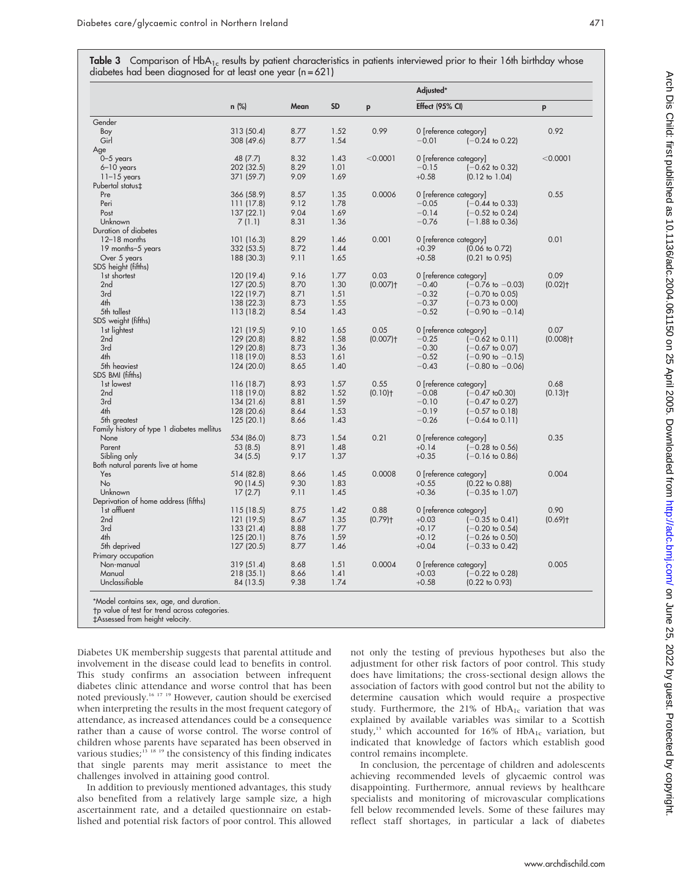**Table 3** Comparison of $HbA_{1c}$ results by patient characteristics in patients interviewed prior to their 16th birthday whose diabetes had been diagnosed for at least one year (n = 621)

| | n (%) | Mean | SD | p | Adjusted* Effect (95% CI) | | p |
|---|---|---|---|---|---|---|---|
| **Gender** | | | | | | | |
| Boy | 313 (50.4) | 8.77 | 1.52 | 0.99 | 0 [reference category] | | 0.92 |
| Girl | 308 (49.6) | 8.77 | 1.54 | | −0.01 | (−0.24 to 0.22) | |
| **Age** | | | | | | | |
| 0–5 years | 48 (7.7) | 8.32 | 1.43 | <0.0001 | 0 [reference category] | | <0.0001 |
| 6–10 years | 202 (32.5) | 8.29 | 1.01 | | −0.15 | (−0.62 to 0.32) | |
| 11–15 years | 371 (59.7) | 9.09 | 1.69 | | +0.58 | (0.12 to 1.04) | |
| **Pubertal status‡** | | | | | | | |
| Pre | 366 (58.9) | 8.57 | 1.35 | 0.0006 | 0 [reference category] | | 0.55 |
| Peri | 111 (17.8) | 9.12 | 1.78 | | −0.05 | (−0.44 to 0.33) | |
| Post | 137 (22.1) | 9.04 | 1.69 | | −0.14 | (−0.52 to 0.24) | |
| Unknown | 7 (1.1) | 8.31 | 1.36 | | −0.76 | (−1.88 to 0.36) | |
| **Duration of diabetes** | | | | | | | |
| 12–18 months | 101 (16.3) | 8.29 | 1.46 | 0.001 | 0 [reference category] | | 0.01 |
| 19 months–5 years | 332 (53.5) | 8.72 | 1.44 | | +0.39 | (0.06 to 0.72) | |
| Over 5 years | 188 (30.3) | 9.11 | 1.65 | | +0.58 | (0.21 to 0.95) | |
| **SDS height (fifths)** | | | | | | | |
| 1st shortest | 120 (19.4) | 9.16 | 1.77 | 0.03 | 0 [reference category] | | 0.09 |
| 2nd | 127 (20.5) | 8.70 | 1.30 | (0.007)† | −0.40 | (−0.76 to −0.03) | (0.02)† |
| 3rd | 122 (19.7) | 8.71 | 1.51 | | −0.32 | (−0.70 to 0.05) | |
| 4th | 138 (22.3) | 8.73 | 1.55 | | −0.37 | (−0.73 to 0.00) | |
| 5th tallest | 113 (18.2) | 8.54 | 1.43 | | −0.52 | (−0.90 to −0.14) | |
| **SDS weight (fifths)** | | | | | | | |
| 1st lightest | 121 (19.5) | 9.10 | 1.65 | 0.05 | 0 [reference category] | | 0.07 |
| 2nd | 129 (20.8) | 8.82 | 1.58 | (0.007)† | −0.25 | (−0.62 to 0.11) | (0.008)† |
| 3rd | 129 (20.8) | 8.73 | 1.36 | | −0.30 | (−0.67 to 0.07) | |
| 4th | 118 (19.0) | 8.53 | 1.61 | | −0.52 | (−0.90 to −0.15) | |
| 5th heaviest | 124 (20.0) | 8.65 | 1.40 | | −0.43 | (−0.80 to −0.06) | |
| **SDS BMI (fifths)** | | | | | | | |
| 1st lowest | 116 (18.7) | 8.93 | 1.57 | 0.55 | 0 [reference category] | | 0.68 |
| 2nd | 118 (19.0) | 8.82 | 1.52 | (0.10)† | −0.08 | (−0.47 to0.30) | (0.13)† |
| 3rd | 134 (21.6) | 8.81 | 1.59 | | −0.10 | (−0.47 to 0.27) | |
| 4th | 128 (20.6) | 8.64 | 1.53 | | −0.19 | (−0.57 to 0.18) | |
| 5th greatest | 125 (20.1) | 8.66 | 1.43 | | −0.26 | (−0.64 to 0.11) | |
| **Family history of type 1 diabetes mellitus** | | | | | | | |
| None | 534 (86.0) | 8.73 | 1.54 | 0.21 | 0 [reference category] | | 0.35 |
| Parent | 53 (8.5) | 8.91 | 1.48 | | +0.14 | (−0.28 to 0.56) | |
| Sibling only | 34 (5.5) | 9.17 | 1.37 | | +0.35 | (−0.16 to 0.86) | |
| **Both natural parents live at home** | | | | | | | |
| Yes | 514 (82.8) | 8.66 | 1.45 | 0.0008 | 0 [reference category] | | 0.004 |
| No | 90 (14.5) | 9.30 | 1.83 | | +0.55 | (0.22 to 0.88) | |
| Unknown | 17 (2.7) | 9.11 | 1.45 | | +0.36 | (−0.35 to 1.07) | |
| **Deprivation of home address (fifths)** | | | | | | | |
| 1st affluent | 115 (18.5) | 8.75 | 1.42 | 0.88 | 0 [reference category] | | 0.90 |
| 2nd | 121 (19.5) | 8.67 | 1.35 | (0.79)† | +0.03 | (−0.35 to 0.41) | (0.69)† |
| 3rd | 133 (21.4) | 8.88 | 1.77 | | +0.17 | (−0.20 to 0.54) | |
| 4th | 125 (20.1) | 8.76 | 1.59 | | +0.12 | (−0.26 to 0.50) | |
| 5th deprived | 127 (20.5) | 8.77 | 1.46 | | +0.04 | (−0.33 to 0.42) | |
| **Primary occupation** | | | | | | | |
| Non-manual | 319 (51.4) | 8.68 | 1.51 | 0.0004 | 0 [reference category] | | 0.005 |
| Manual | 218 (35.1) | 8.66 | 1.41 | | +0.03 | (−0.22 to 0.28) | |
| Unclassifiable | 84 (13.5) | 9.38 | 1.74 | | +0.58 | (0.22 to 0.93) | |

*Model contains sex, age, and duration.
†p value of test for trend across categories.
‡Assessed from height velocity.

Diabetes UK membership suggests that parental attitude and involvement in the disease could lead to benefits in control. This study confirms an association between infrequent diabetes clinic attendance and worse control that has been noted previously.[16 17 19] However, caution should be exercised when interpreting the results in the most frequent category of attendance, as increased attendances could be a consequence rather than a cause of worse control. The worse control of children whose parents have separated has been observed in various studies;[13 18 19] the consistency of this finding indicates that single parents may merit assistance to meet the challenges involved in attaining good control.

In addition to previously mentioned advantages, this study also benefited from a relatively large sample size, a high ascertainment rate, and a detailed questionnaire on established and potential risk factors of poor control. This allowed not only the testing of previous hypotheses but also the adjustment for other risk factors of poor control. This study does have limitations; the cross-sectional design allows the association of factors with good control but not the ability to determine causation which would require a prospective study. Furthermore, the 21% of $HbA_{1c}$ variation that was explained by available variables was similar to a Scottish study,[13] which accounted for 16% of $HbA_{1c}$ variation, but indicated that knowledge of factors which establish good control remains incomplete.

In conclusion, the percentage of children and adolescents achieving recommended levels of glycaemic control was disappointing. Furthermore, annual reviews by healthcare specialists and monitoring of microvascular complications fell below recommended levels. Some of these failures may reflect staff shortages, in particular a lack of diabetes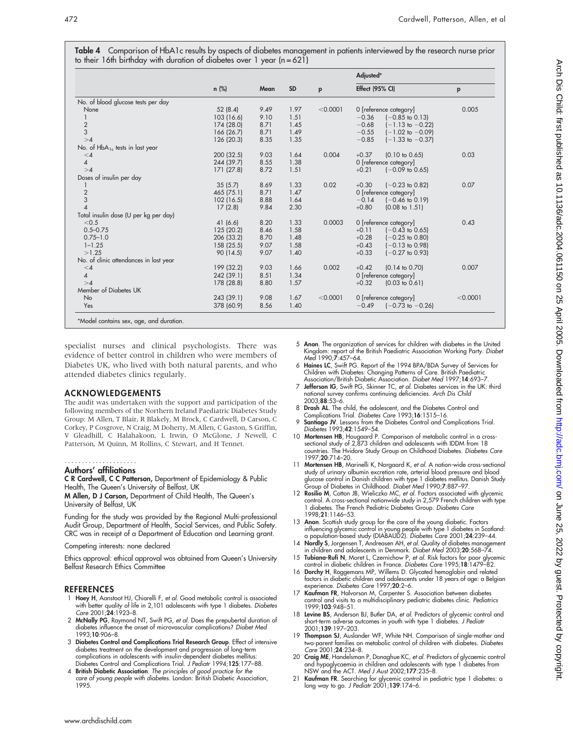**Table 4** Comparison of HbA1c results by aspects of diabetes management in patients interviewed by the research nurse prior to their 16th birthday with duration of diabetes over 1 year (n = 621)

| | n (%) | Mean | SD | p | Adjusted* Effect (95% CI) | Adjusted* p |
|---|---|---|---|---|---|---|
| No. of blood glucose tests per day | | | | | | |
| None | 52 (8.4) | 9.49 | 1.97 | <0.0001 | 0 [reference category] | 0.005 |
| 1 | 103 (16.6) | 9.10 | 1.51 | | −0.36 (−0.85 to 0.13) | |
| 2 | 174 (28.0) | 8.71 | 1.45 | | −0.68 (−1.13 to −0.22) | |
| 3 | 166 (26.7) | 8.71 | 1.49 | | −0.55 (−1.02 to −0.09) | |
| >4 | 126 (20.3) | 8.35 | 1.35 | | −0.85 (−1.33 to −0.37) | |
| No. of $HbA_{1c}$ tests in last year | | | | | | |
| <4 | 200 (32.5) | 9.03 | 1.64 | 0.004 | +0.37 (0.10 to 0.65) | 0.03 |
| 4 | 244 (39.7) | 8.55 | 1.38 | | 0 [reference category] | |
| >4 | 171 (27.8) | 8.72 | 1.51 | | +0.21 (−0.09 to 0.65) | |
| Doses of insulin per day | | | | | | |
| 1 | 35 (5.7) | 8.69 | 1.33 | 0.02 | +0.30 (−0.23 to 0.82) | 0.07 |
| 2 | 465 (75.1) | 8.71 | 1.47 | | 0 [reference category] | |
| 3 | 102 (16.5) | 8.88 | 1.64 | | −0.14 (−0.46 to 0.19) | |
| 4 | 17 (2.8) | 9.84 | 2.30 | | +0.80 (0.08 to 1.51) | |
| Total insulin dose (U per kg per day) | | | | | | |
| <0.5 | 41 (6.6) | 8.20 | 1.33 | 0.0003 | 0 [reference category] | 0.43 |
| 0.5–0.75 | 125 (20.2) | 8.46 | 1.58 | | +0.11 (−0.43 to 0.65) | |
| 0.75–1.0 | 206 (33.2) | 8.70 | 1.48 | | +0.28 (−0.25 to 0.80) | |
| 1–1.25 | 158 (25.5) | 9.07 | 1.58 | | +0.43 (−0.13 to 0.98) | |
| >1.25 | 90 (14.5) | 9.07 | 1.40 | | +0.33 (−0.27 to 0.93) | |
| No. of clinic attendances in last year | | | | | | |
| <4 | 199 (32.2) | 9.03 | 1.66 | 0.002 | +0.42 (0.14 to 0.70) | 0.007 |
| 4 | 242 (39.1) | 8.51 | 1.34 | | 0 [reference category] | |
| >4 | 178 (28.8) | 8.80 | 1.57 | | +0.32 (0.03 to 0.61) | |
| Member of Diabetes UK | | | | | | |
| No | 243 (39.1) | 9.08 | 1.67 | <0.0001 | 0 [reference category] | <0.0001 |
| Yes | 378 (60.9) | 8.56 | 1.40 | | −0.49 (−0.73 to −0.26) | |

*Model contains sex, age, and duration.

specialist nurses and clinical psychologists. There was evidence of better control in children who were members of Diabetes UK, who lived with both natural parents, and who attended diabetes clinics regularly.

## ACKNOWLEDGEMENTS

The audit was undertaken with the support and participation of the following members of the Northern Ireland Paediatric Diabetes Study Group: M Allen, T Blair, R Blakely, M Brock, C Cardwell, D Carson, C Corkey, P Cosgrove, N Craig, M Doherty, M Allen, C Gaston, S Griffin, V Gleadhill, C Halahakoon, L Irwin, O McGlone, J Newell, C Patterson, M Quinn, M Rollins, C Stewart, and H Tennet.

### Authors' affiliations

**C R Cardwell, C C Patterson,** Department of Epidemiology & Public Health, The Queen's University of Belfast, UK

**M Allen, D J Carson,** Department of Child Health, The Queen's University of Belfast, UK

Funding for the study was provided by the Regional Multi-professional Audit Group, Department of Health, Social Services, and Public Safety. CRC was in receipt of a Department of Education and Learning grant.

Competing interests: none declared

Ethics approval: ethical approval was obtained from Queen's University Belfast Research Ethics Committee

## REFERENCES

1. **Hoey H**, Aanstoot HJ, Chiarelli F, *et al*. Good metabolic control is associated with better quality of life in 2,101 adolescents with type 1 diabetes. *Diabetes Care* 2001;**24**:1923–8.
2. **McNally PG**, Raymond NT, Swift PG, *et al*. Does the prepubertal duration of diabetes influence the onset of microvascular complications? *Diabet Med* 1993;**10**:906–8.
3. **Diabetes Control and Complications Trial Research Group**. Effect of intensive diabetes treatment on the development and progression of long-term complications in adolescents with insulin-dependent diabetes mellitus: Diabetes Control and Complications Trial. *J Pediatr* 1994;**125**:177–88.
4. **British Diabetic Association**. *The principles of good practice for the care of young people with diabetes*. London: British Diabetic Association, 1995.
5. **Anon**. The organization of services for children with diabetes in the United Kingdom: report of the British Paediatric Association Working Party. *Diabet Med* 1990;**7**:457–64.
6. **Haines LC**, Swift PG. Report of the 1994 BPA/BDA Survey of Services for Children with Diabetes: Changing Patterns of Care. British Paediatric Association/British Diabetic Association. *Diabet Med* 1997;**14**:693–7.
7. **Jefferson IG**, Swift PG, Skinner TC, *et al*. Diabetes services in the UK: third national survey confirms continuing deficiencies. *Arch Dis Child* 2003;**88**:53–6.
8. **Drash AL**. The child, the adolescent, and the Diabetes Control and Complications Trial. *Diabetes Care* 1993;**16**:1515–16.
9. **Santiago JV**. Lessons from the Diabetes Control and Complications Trial. *Diabetes* 1993;**42**:1549–54.
10. **Mortensen HB**, Hougaard P. Comparison of metabolic control in a cross-sectional study of 2,873 children and adolescents with IDDM from 18 countries. The Hvidore Study Group on Childhood Diabetes. *Diabetes Care* 1997;**20**:714–20.
11. **Mortensen HB**, Marinelli K, Norgaard K, *et al*. A nation-wide cross-sectional study of urinary albumin excretion rate, arterial blood pressure and blood glucose control in Danish children with type 1 diabetes mellitus. Danish Study Group of Diabetes in Childhood. *Diabet Med* 1990;**7**:887–97.
12. **Rosilio M**, Cotton JB, Wieliczko MC, *et al*. Factors associated with glycemic control. A cross-sectional nationwide study in 2,579 French children with type 1 diabetes. The French Pediatric Diabetes Group. *Diabetes Care* 1998;**21**:1146–53.
13. **Anon**. Scottish study group for the care of the young diabetic. Factors influencing glycemic control in young people with type 1 diabetes in Scotland: a population-based study (DIABAUD2). *Diabetes Care* 2001;**24**:239–44.
14. **Nordly S**, Jorgensen T, Andreasen AH, *et al*. Quality of diabetes management in children and adolescents in Denmark. *Diabet Med* 2003;**20**:568–74.
15. **Tubiana-Rufi N**, Moret L, Czernichow P, *et al*. Risk factors for poor glycemic control in diabetic children in France. *Diabetes Care* 1995;**18**:1479–82.
16. **Dorchy H**, Roggemans MP, Willems D. Glycated hemoglobin and related factors in diabetic children and adolescents under 18 years of age: a Belgian experience. *Diabetes Care* 1997;**20**:2–6.
17. **Kaufman FR**, Halvorson M, Carpenter S. Association between diabetes control and visits to a multidisciplinary pediatric diabetes clinic. *Pediatrics* 1999;**103**:948–51.
18. **Levine BS**, Anderson BJ, Butler DA, *et al*. Predictors of glycemic control and short-term adverse outcomes in youth with type 1 diabetes. *J Pediatr* 2001;**139**:197–203.
19. **Thompson SJ**, Auslander WF, White NH. Comparison of single-mother and two-parent families on metabolic control of children with diabetes. *Diabetes Care* 2001;**24**:234–8.
20. **Craig ME**, Handelsman P, Donaghue KC, *et al*. Predictors of glycaemic control and hypoglycaemia in children and adolescents with type 1 diabetes from NSW and the ACT. *Med J Aust* 2002;**177**:235–8.
21. **Kaufman FR**. Searching for glycemic control in pediatric type 1 diabetes: a long way to go. *J Pediatr* 2001;**139**:174–6.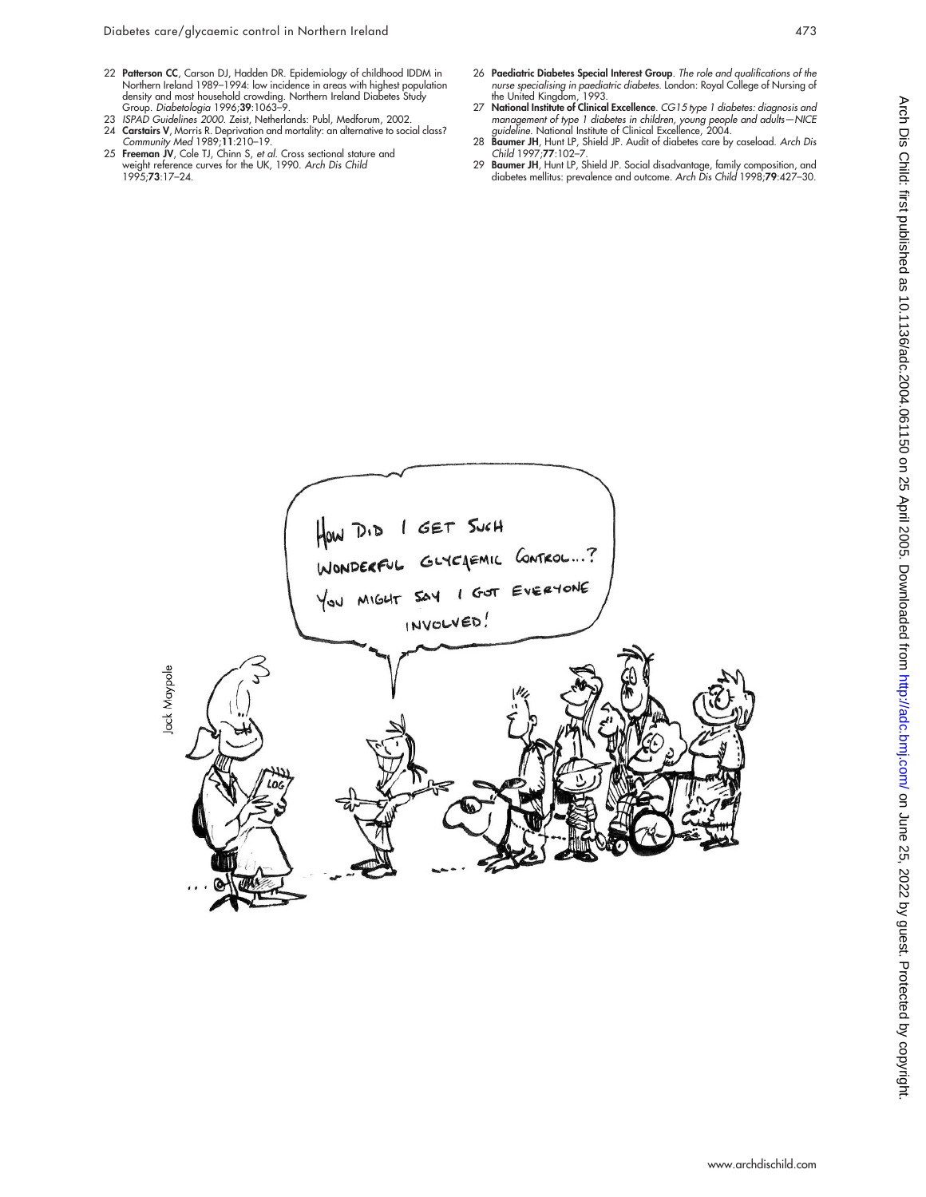22 **Patterson CC**, Carson DJ, Hadden DR. Epidemiology of childhood IDDM in Northern Ireland 1989–1994: low incidence in areas with highest population density and most household crowding. Northern Ireland Diabetes Study Group. *Diabetologia* 1996;**39**:1063–9.

23 *ISPAD Guidelines 2000*. Zeist, Netherlands: Publ, Medforum, 2002.

24 **Carstairs V**, Morris R. Deprivation and mortality: an alternative to social class? *Community Med* 1989;**11**:210–19.

25 **Freeman JV**, Cole TJ, Chinn S, *et al*. Cross sectional stature and weight reference curves for the UK, 1990. *Arch Dis Child* 1995;**73**:17–24.

26 **Paediatric Diabetes Special Interest Group**. *The role and qualifications of the nurse specialising in paediatric diabetes*. London: Royal College of Nursing of the United Kingdom, 1993.

27 **National Institute of Clinical Excellence**. *CG15 type 1 diabetes: diagnosis and management of type 1 diabetes in children, young people and adults—NICE guideline*. National Institute of Clinical Excellence, 2004.

28 **Baumer JH**, Hunt LP, Shield JP. Audit of diabetes care by caseload. *Arch Dis Child* 1997;**77**:102–7.

29 **Baumer JH**, Hunt LP, Shield JP. Social disadvantage, family composition, and diabetes mellitus: prevalence and outcome. *Arch Dis Child* 1998;**79**:427–30.